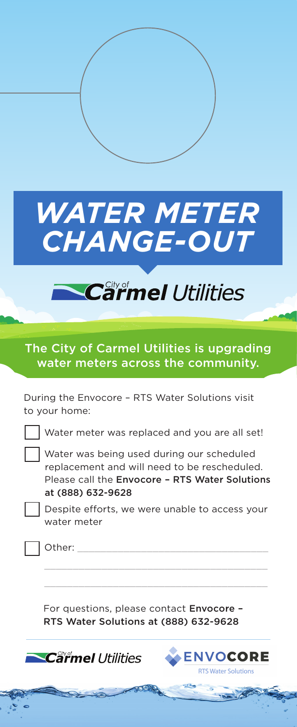# WATER METER CHANGE-OUT

City of Carmel Utilities

## The City of Carmel Utilities is upgrading water meters across the community.

During the Envocore – RTS Water Solutions visit to your home:

- [ ] Water meter was replaced and you are all set!
- [ ] Water was being used during our scheduled replacement and will need to be rescheduled. Please call the **Envocore – RTS Water Solutions at (888) 632-9628**
- [ ] Despite efforts, we were unable to access your water meter
- [ ] Other: ______________________________________

______________________________________________

______________________________________________

For questions, please contact **Envocore – RTS Water Solutions at (888) 632-9628**

City of Carmel Utilities

ENVOCORE RTS Water Solutions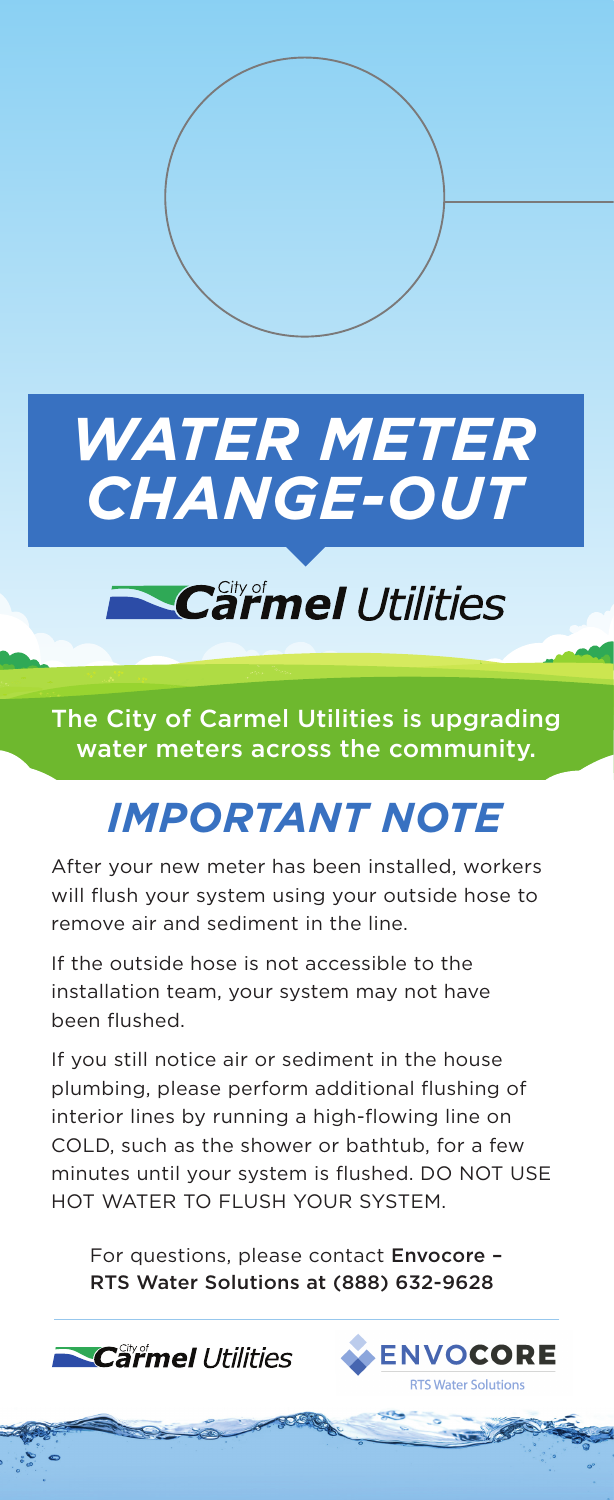# *WATER METER CHANGE-OUT*

City of Carmel Utilities

The City of Carmel Utilities is upgrading water meters across the community.

## *IMPORTANT NOTE*

After your new meter has been installed, workers will flush your system using your outside hose to remove air and sediment in the line.

If the outside hose is not accessible to the installation team, your system may not have been flushed.

If you still notice air or sediment in the house plumbing, please perform additional flushing of interior lines by running a high-flowing line on COLD, such as the shower or bathtub, for a few minutes until your system is flushed. DO NOT USE HOT WATER TO FLUSH YOUR SYSTEM.

For questions, please contact **Envocore – RTS Water Solutions at (888) 632-9628**

City of Carmel Utilities

ENVOCORE
RTS Water Solutions